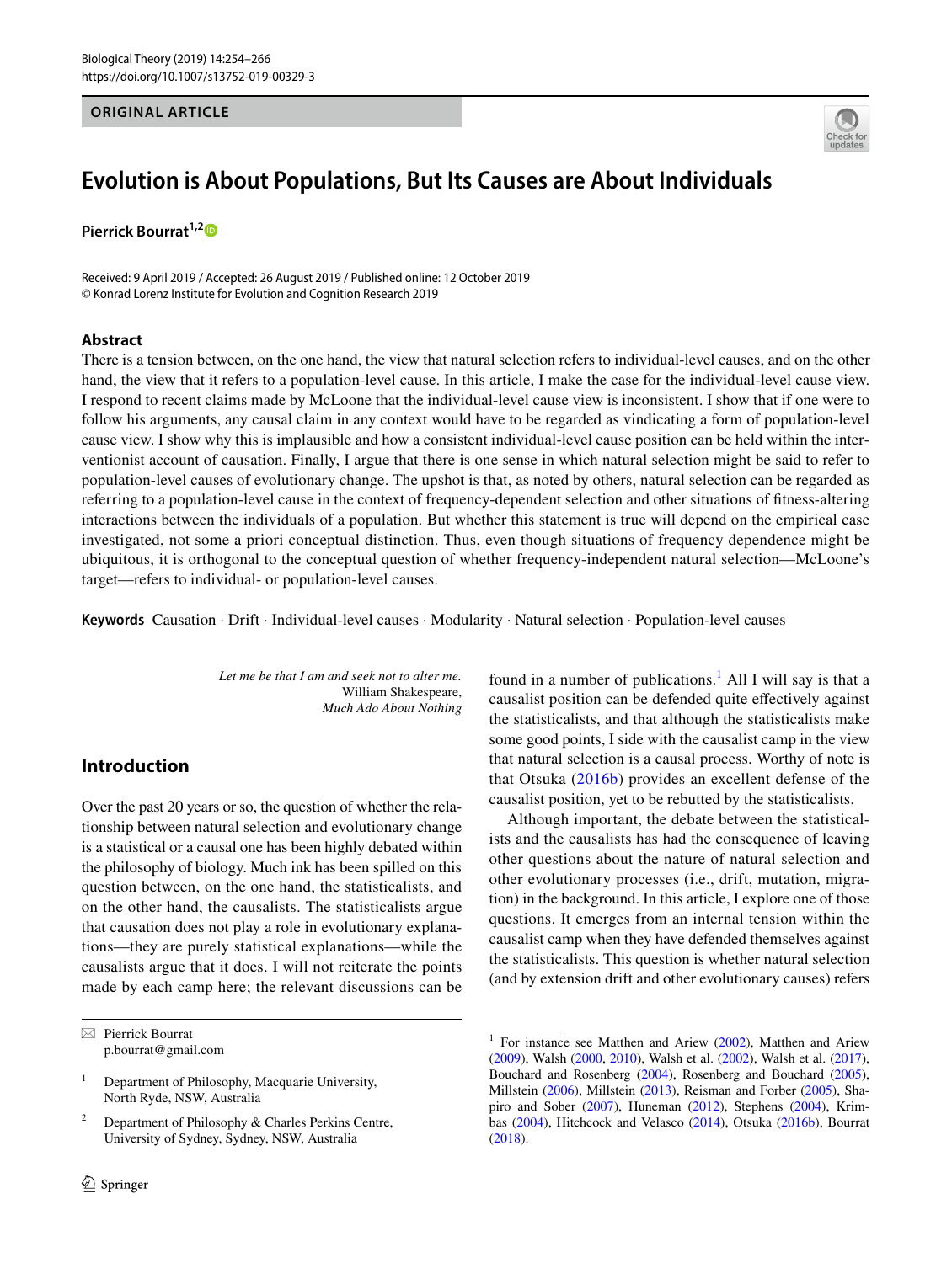ORIGINAL ARTICLE

# Evolution is About Populations, But Its Causes are About Individuals

**Pierrick Bourrat**[1,2]

Received: 9 April 2019 / Accepted: 26 August 2019 / Published online: 12 October 2019
© Konrad Lorenz Institute for Evolution and Cognition Research 2019

## Abstract

There is a tension between, on the one hand, the view that natural selection refers to individual-level causes, and on the other hand, the view that it refers to a population-level cause. In this article, I make the case for the individual-level cause view. I respond to recent claims made by McLoone that the individual-level cause view is inconsistent. I show that if one were to follow his arguments, any causal claim in any context would have to be regarded as vindicating a form of population-level cause view. I show why this is implausible and how a consistent individual-level cause position can be held within the interventionist account of causation. Finally, I argue that there is one sense in which natural selection might be said to refer to population-level causes of evolutionary change. The upshot is that, as noted by others, natural selection can be regarded as referring to a population-level cause in the context of frequency-dependent selection and other situations of fitness-altering interactions between the individuals of a population. But whether this statement is true will depend on the empirical case investigated, not some a priori conceptual distinction. Thus, even though situations of frequency dependence might be ubiquitous, it is orthogonal to the conceptual question of whether frequency-independent natural selection—McLoone's target—refers to individual- or population-level causes.

**Keywords** Causation · Drift · Individual-level causes · Modularity · Natural selection · Population-level causes

*Let me be that I am and seek not to alter me.*
William Shakespeare,
*Much Ado About Nothing*

## Introduction

Over the past 20 years or so, the question of whether the relationship between natural selection and evolutionary change is a statistical or a causal one has been highly debated within the philosophy of biology. Much ink has been spilled on this question between, on the one hand, the statisticalists, and on the other hand, the causalists. The statisticalists argue that causation does not play a role in evolutionary explanations—they are purely statistical explanations—while the causalists argue that it does. I will not reiterate the points made by each camp here; the relevant discussions can be found in a number of publications.[1] All I will say is that a causalist position can be defended quite effectively against the statisticalists, and that although the statisticalists make some good points, I side with the causalist camp in the view that natural selection is a causal process. Worthy of note is that Otsuka (2016b) provides an excellent defense of the causalist position, yet to be rebutted by the statisticalists.

Although important, the debate between the statisticalists and the causalists has had the consequence of leaving other questions about the nature of natural selection and other evolutionary processes (i.e., drift, mutation, migration) in the background. In this article, I explore one of those questions. It emerges from an internal tension within the causalist camp when they have defended themselves against the statisticalists. This question is whether natural selection (and by extension drift and other evolutionary causes) refers

---

✉ Pierrick Bourrat
p.bourrat@gmail.com

[1] Department of Philosophy, Macquarie University, North Ryde, NSW, Australia

[2] Department of Philosophy & Charles Perkins Centre, University of Sydney, Sydney, NSW, Australia

---

[1] For instance see Matthen and Ariew (2002), Matthen and Ariew (2009), Walsh (2000, 2010), Walsh et al. (2002), Walsh et al. (2017), Bouchard and Rosenberg (2004), Rosenberg and Bouchard (2005), Millstein (2006), Millstein (2013), Reisman and Forber (2005), Shapiro and Sober (2007), Huneman (2012), Stephens (2004), Krimbas (2004), Hitchcock and Velasco (2014), Otsuka (2016b), Bourrat (2018).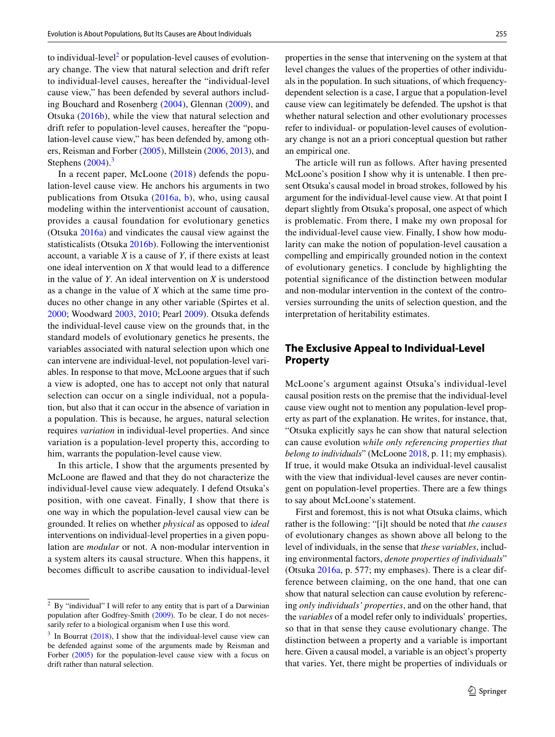to individual-level[2] or population-level causes of evolutionary change. The view that natural selection and drift refer to individual-level causes, hereafter the "individual-level cause view," has been defended by several authors including Bouchard and Rosenberg (2004), Glennan (2009), and Otsuka (2016b), while the view that natural selection and drift refer to population-level causes, hereafter the "population-level cause view," has been defended by, among others, Reisman and Forber (2005), Millstein (2006, 2013), and Stephens (2004).[3]

In a recent paper, McLoone (2018) defends the population-level cause view. He anchors his arguments in two publications from Otsuka (2016a, b), who, using causal modeling within the interventionist account of causation, provides a causal foundation for evolutionary genetics (Otsuka 2016a) and vindicates the causal view against the statisticalists (Otsuka 2016b). Following the interventionist account, a variable *X* is a cause of *Y*, if there exists at least one ideal intervention on *X* that would lead to a difference in the value of *Y*. An ideal intervention on *X* is understood as a change in the value of *X* which at the same time produces no other change in any other variable (Spirtes et al. 2000; Woodward 2003, 2010; Pearl 2009). Otsuka defends the individual-level cause view on the grounds that, in the standard models of evolutionary genetics he presents, the variables associated with natural selection upon which one can intervene are individual-level, not population-level variables. In response to that move, McLoone argues that if such a view is adopted, one has to accept not only that natural selection can occur on a single individual, not a population, but also that it can occur in the absence of variation in a population. This is because, he argues, natural selection requires *variation* in individual-level properties. And since variation is a population-level property this, according to him, warrants the population-level cause view.

In this article, I show that the arguments presented by McLoone are flawed and that they do not characterize the individual-level cause view adequately. I defend Otsuka's position, with one caveat. Finally, I show that there is one way in which the population-level causal view can be grounded. It relies on whether *physical* as opposed to *ideal* interventions on individual-level properties in a given population are *modular* or not. A non-modular intervention in a system alters its causal structure. When this happens, it becomes difficult to ascribe causation to individual-level properties in the sense that intervening on the system at that level changes the values of the properties of other individuals in the population. In such situations, of which frequency-dependent selection is a case, I argue that a population-level cause view can legitimately be defended. The upshot is that whether natural selection and other evolutionary processes refer to individual- or population-level causes of evolutionary change is not an a priori conceptual question but rather an empirical one.

The article will run as follows. After having presented McLoone's position I show why it is untenable. I then present Otsuka's causal model in broad strokes, followed by his argument for the individual-level cause view. At that point I depart slightly from Otsuka's proposal, one aspect of which is problematic. From there, I make my own proposal for the individual-level cause view. Finally, I show how modularity can make the notion of population-level causation a compelling and empirically grounded notion in the context of evolutionary genetics. I conclude by highlighting the potential significance of the distinction between modular and non-modular intervention in the context of the controversies surrounding the units of selection question, and the interpretation of heritability estimates.

## The Exclusive Appeal to Individual-Level Property

McLoone's argument against Otsuka's individual-level causal position rests on the premise that the individual-level cause view ought not to mention any population-level property as part of the explanation. He writes, for instance, that, "Otsuka explicitly says he can show that natural selection can cause evolution *while only referencing properties that belong to individuals*" (McLoone 2018, p. 11; my emphasis). If true, it would make Otsuka an individual-level causalist with the view that individual-level causes are never contingent on population-level properties. There are a few things to say about McLoone's statement.

First and foremost, this is not what Otsuka claims, which rather is the following: "[i]t should be noted that *the causes* of evolutionary changes as shown above all belong to the level of individuals, in the sense that *these variables*, including environmental factors, *denote properties of individuals*" (Otsuka 2016a, p. 577; my emphases). There is a clear difference between claiming, on the one hand, that one can show that natural selection can cause evolution by referencing *only individuals' properties*, and on the other hand, that the *variables* of a model refer only to individuals' properties, so that in that sense they cause evolutionary change. The distinction between a property and a variable is important here. Given a causal model, a variable is an object's property that varies. Yet, there might be properties of individuals or

[2] By "individual" I will refer to any entity that is part of a Darwinian population after Godfrey-Smith (2009). To be clear, I do not necessarily refer to a biological organism when I use this word.

[3] In Bourrat (2018), I show that the individual-level cause view can be defended against some of the arguments made by Reisman and Forber (2005) for the population-level cause view with a focus on drift rather than natural selection.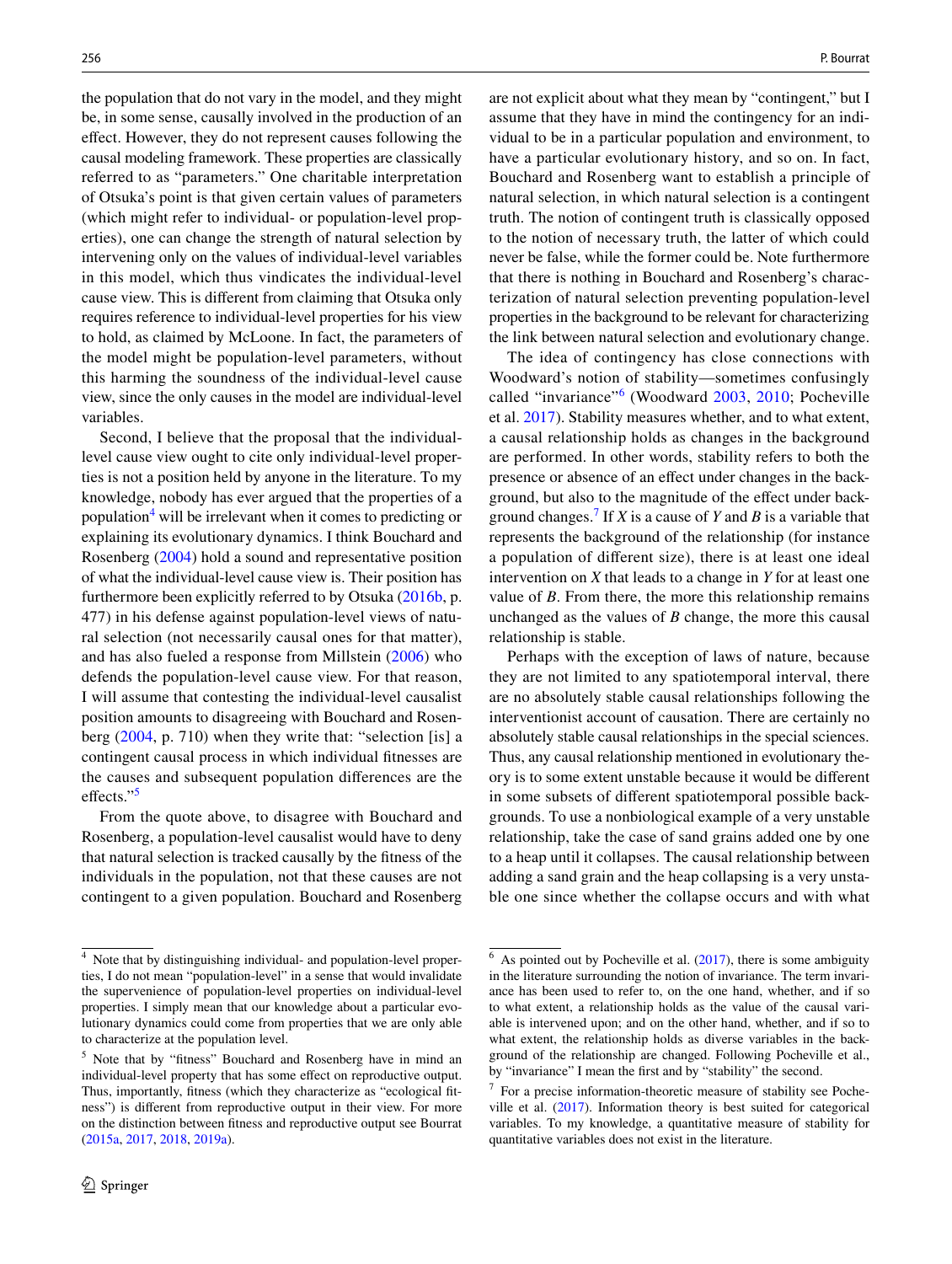the population that do not vary in the model, and they might be, in some sense, causally involved in the production of an effect. However, they do not represent causes following the causal modeling framework. These properties are classically referred to as "parameters." One charitable interpretation of Otsuka's point is that given certain values of parameters (which might refer to individual- or population-level properties), one can change the strength of natural selection by intervening only on the values of individual-level variables in this model, which thus vindicates the individual-level cause view. This is different from claiming that Otsuka only requires reference to individual-level properties for his view to hold, as claimed by McLoone. In fact, the parameters of the model might be population-level parameters, without this harming the soundness of the individual-level cause view, since the only causes in the model are individual-level variables.

Second, I believe that the proposal that the individual-level cause view ought to cite only individual-level properties is not a position held by anyone in the literature. To my knowledge, nobody has ever argued that the properties of a population[4] will be irrelevant when it comes to predicting or explaining its evolutionary dynamics. I think Bouchard and Rosenberg (2004) hold a sound and representative position of what the individual-level cause view is. Their position has furthermore been explicitly referred to by Otsuka (2016b, p. 477) in his defense against population-level views of natural selection (not necessarily causal ones for that matter), and has also fueled a response from Millstein (2006) who defends the population-level cause view. For that reason, I will assume that contesting the individual-level causalist position amounts to disagreeing with Bouchard and Rosenberg (2004, p. 710) when they write that: "selection [is] a contingent causal process in which individual fitnesses are the causes and subsequent population differences are the effects."[5]

From the quote above, to disagree with Bouchard and Rosenberg, a population-level causalist would have to deny that natural selection is tracked causally by the fitness of the individuals in the population, not that these causes are not contingent to a given population. Bouchard and Rosenberg are not explicit about what they mean by "contingent," but I assume that they have in mind the contingency for an individual to be in a particular population and environment, to have a particular evolutionary history, and so on. In fact, Bouchard and Rosenberg want to establish a principle of natural selection, in which natural selection is a contingent truth. The notion of contingent truth is classically opposed to the notion of necessary truth, the latter of which could never be false, while the former could be. Note furthermore that there is nothing in Bouchard and Rosenberg's characterization of natural selection preventing population-level properties in the background to be relevant for characterizing the link between natural selection and evolutionary change.

The idea of contingency has close connections with Woodward's notion of stability—sometimes confusingly called "invariance"[6] (Woodward 2003, 2010; Pocheville et al. 2017). Stability measures whether, and to what extent, a causal relationship holds as changes in the background are performed. In other words, stability refers to both the presence or absence of an effect under changes in the background, but also to the magnitude of the effect under background changes.[7] If $X$ is a cause of $Y$ and $B$ is a variable that represents the background of the relationship (for instance a population of different size), there is at least one ideal intervention on $X$ that leads to a change in $Y$ for at least one value of $B$. From there, the more this relationship remains unchanged as the values of $B$ change, the more this causal relationship is stable.

Perhaps with the exception of laws of nature, because they are not limited to any spatiotemporal interval, there are no absolutely stable causal relationships following the interventionist account of causation. There are certainly no absolutely stable causal relationships in the special sciences. Thus, any causal relationship mentioned in evolutionary theory is to some extent unstable because it would be different in some subsets of different spatiotemporal possible backgrounds. To use a nonbiological example of a very unstable relationship, take the case of sand grains added one by one to a heap until it collapses. The causal relationship between adding a sand grain and the heap collapsing is a very unstable one since whether the collapse occurs and with what

[4] Note that by distinguishing individual- and population-level properties, I do not mean "population-level" in a sense that would invalidate the supervenience of population-level properties on individual-level properties. I simply mean that our knowledge about a particular evolutionary dynamics could come from properties that we are only able to characterize at the population level.

[5] Note that by "fitness" Bouchard and Rosenberg have in mind an individual-level property that has some effect on reproductive output. Thus, importantly, fitness (which they characterize as "ecological fitness") is different from reproductive output in their view. For more on the distinction between fitness and reproductive output see Bourrat (2015a, 2017, 2018, 2019a).

[6] As pointed out by Pocheville et al. (2017), there is some ambiguity in the literature surrounding the notion of invariance. The term invariance has been used to refer to, on the one hand, whether, and if so to what extent, a relationship holds as the value of the causal variable is intervened upon; and on the other hand, whether, and if so to what extent, the relationship holds as diverse variables in the background of the relationship are changed. Following Pocheville et al., by "invariance" I mean the first and by "stability" the second.

[7] For a precise information-theoretic measure of stability see Pocheville et al. (2017). Information theory is best suited for categorical variables. To my knowledge, a quantitative measure of stability for quantitative variables does not exist in the literature.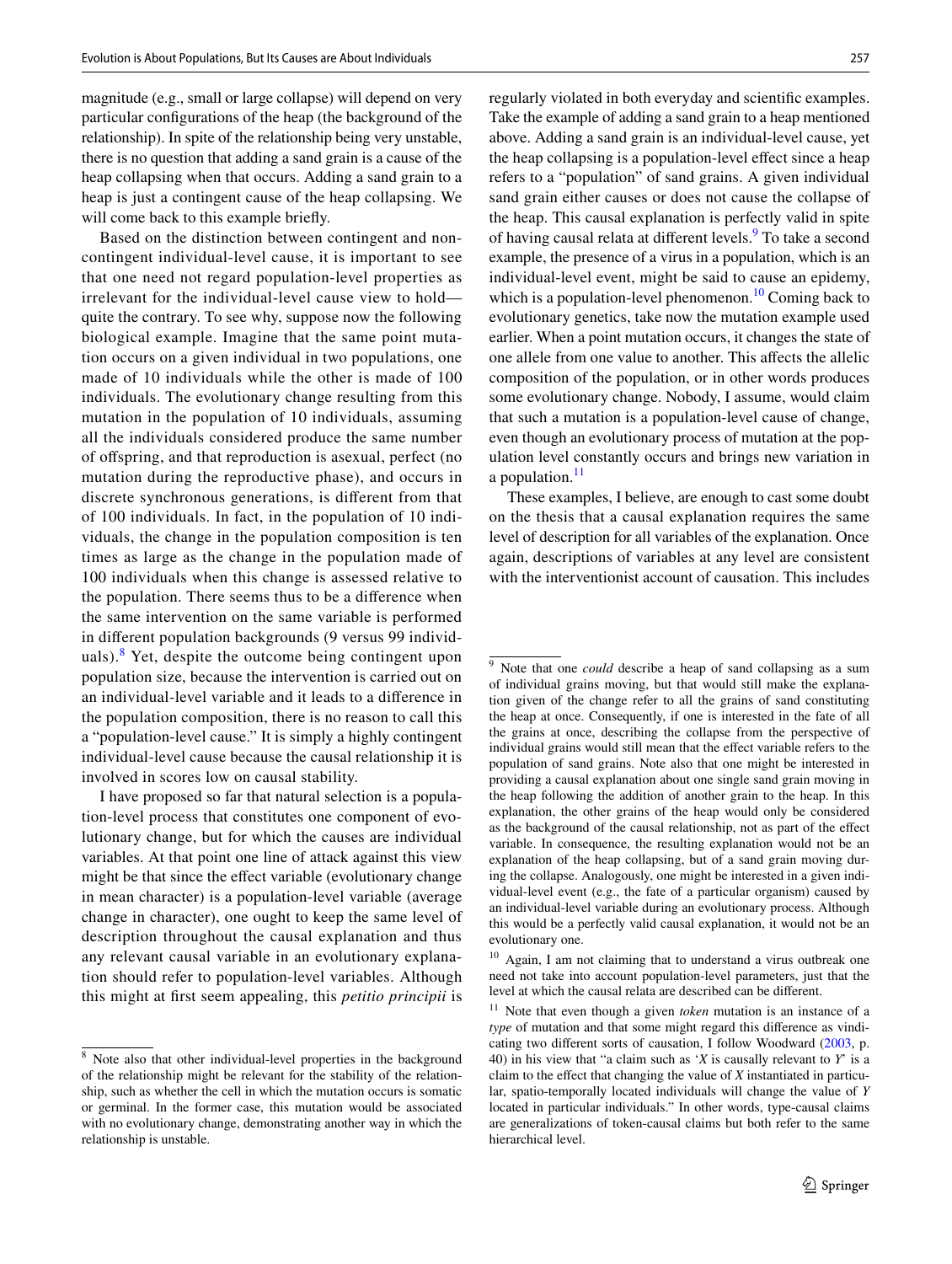magnitude (e.g., small or large collapse) will depend on very particular configurations of the heap (the background of the relationship). In spite of the relationship being very unstable, there is no question that adding a sand grain is a cause of the heap collapsing when that occurs. Adding a sand grain to a heap is just a contingent cause of the heap collapsing. We will come back to this example briefly.

Based on the distinction between contingent and non-contingent individual-level cause, it is important to see that one need not regard population-level properties as irrelevant for the individual-level cause view to hold—quite the contrary. To see why, suppose now the following biological example. Imagine that the same point mutation occurs on a given individual in two populations, one made of 10 individuals while the other is made of 100 individuals. The evolutionary change resulting from this mutation in the population of 10 individuals, assuming all the individuals considered produce the same number of offspring, and that reproduction is asexual, perfect (no mutation during the reproductive phase), and occurs in discrete synchronous generations, is different from that of 100 individuals. In fact, in the population of 10 individuals, the change in the population composition is ten times as large as the change in the population made of 100 individuals when this change is assessed relative to the population. There seems thus to be a difference when the same intervention on the same variable is performed in different population backgrounds (9 versus 99 individuals).[8] Yet, despite the outcome being contingent upon population size, because the intervention is carried out on an individual-level variable and it leads to a difference in the population composition, there is no reason to call this a "population-level cause." It is simply a highly contingent individual-level cause because the causal relationship it is involved in scores low on causal stability.

I have proposed so far that natural selection is a population-level process that constitutes one component of evolutionary change, but for which the causes are individual variables. At that point one line of attack against this view might be that since the effect variable (evolutionary change in mean character) is a population-level variable (average change in character), one ought to keep the same level of description throughout the causal explanation and thus any relevant causal variable in an evolutionary explanation should refer to population-level variables. Although this might at first seem appealing, this *petitio principii* is regularly violated in both everyday and scientific examples. Take the example of adding a sand grain to a heap mentioned above. Adding a sand grain is an individual-level cause, yet the heap collapsing is a population-level effect since a heap refers to a "population" of sand grains. A given individual sand grain either causes or does not cause the collapse of the heap. This causal explanation is perfectly valid in spite of having causal relata at different levels.[9] To take a second example, the presence of a virus in a population, which is an individual-level event, might be said to cause an epidemy, which is a population-level phenomenon.[10] Coming back to evolutionary genetics, take now the mutation example used earlier. When a point mutation occurs, it changes the state of one allele from one value to another. This affects the allelic composition of the population, or in other words produces some evolutionary change. Nobody, I assume, would claim that such a mutation is a population-level cause of change, even though an evolutionary process of mutation at the population level constantly occurs and brings new variation in a population.[11]

These examples, I believe, are enough to cast some doubt on the thesis that a causal explanation requires the same level of description for all variables of the explanation. Once again, descriptions of variables at any level are consistent with the interventionist account of causation. This includes

---

[8] Note also that other individual-level properties in the background of the relationship might be relevant for the stability of the relationship, such as whether the cell in which the mutation occurs is somatic or germinal. In the former case, this mutation would be associated with no evolutionary change, demonstrating another way in which the relationship is unstable.

[9] Note that one *could* describe a heap of sand collapsing as a sum of individual grains moving, but that would still make the explanation given of the change refer to all the grains of sand constituting the heap at once. Consequently, if one is interested in the fate of all the grains at once, describing the collapse from the perspective of individual grains would still mean that the effect variable refers to the population of sand grains. Note also that one might be interested in providing a causal explanation about one single sand grain moving in the heap following the addition of another grain to the heap. In this explanation, the other grains of the heap would only be considered as the background of the causal relationship, not as part of the effect variable. In consequence, the resulting explanation would not be an explanation of the heap collapsing, but of a sand grain moving during the collapse. Analogously, one might be interested in a given individual-level event (e.g., the fate of a particular organism) caused by an individual-level variable during an evolutionary process. Although this would be a perfectly valid causal explanation, it would not be an evolutionary one.

[10] Again, I am not claiming that to understand a virus outbreak one need not take into account population-level parameters, just that the level at which the causal relata are described can be different.

[11] Note that even though a given *token* mutation is an instance of a *type* of mutation and that some might regard this difference as vindicating two different sorts of causation, I follow Woodward (2003, p. 40) in his view that "a claim such as '*X* is causally relevant to *Y*' is a claim to the effect that changing the value of *X* instantiated in particular, spatio-temporally located individuals will change the value of *Y* located in particular individuals." In other words, type-causal claims are generalizations of token-causal claims but both refer to the same hierarchical level.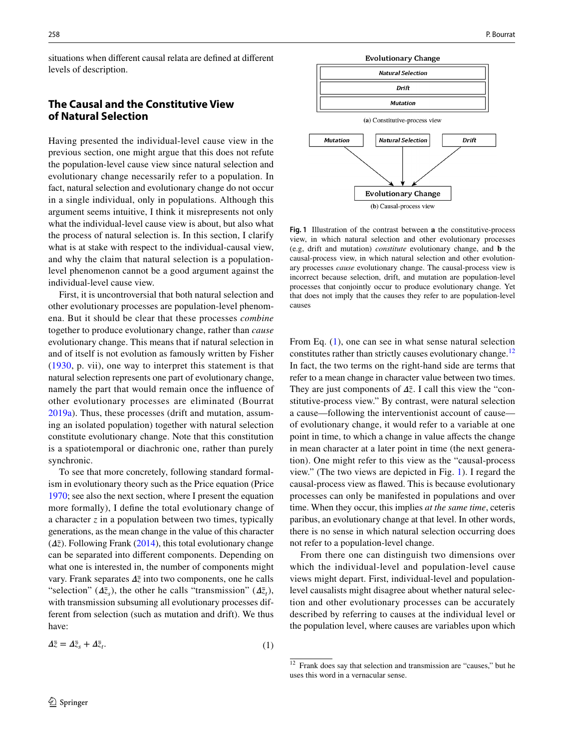situations when different causal relata are defined at different levels of description.

## The Causal and the Constitutive View of Natural Selection

Having presented the individual-level cause view in the previous section, one might argue that this does not refute the population-level cause view since natural selection and evolutionary change necessarily refer to a population. In fact, natural selection and evolutionary change do not occur in a single individual, only in populations. Although this argument seems intuitive, I think it misrepresents not only what the individual-level cause view is about, but also what the process of natural selection is. In this section, I clarify what is at stake with respect to the individual-causal view, and why the claim that natural selection is a population-level phenomenon cannot be a good argument against the individual-level cause view.

First, it is uncontroversial that both natural selection and other evolutionary processes are population-level phenomena. But it should be clear that these processes *combine* together to produce evolutionary change, rather than *cause* evolutionary change. This means that if natural selection in and of itself is not evolution as famously written by Fisher (1930, p. vii), one way to interpret this statement is that natural selection represents one part of evolutionary change, namely the part that would remain once the influence of other evolutionary processes are eliminated (Bourrat 2019a). Thus, these processes (drift and mutation, assuming an isolated population) together with natural selection constitute evolutionary change. Note that this constitution is a spatiotemporal or diachronic one, rather than purely synchronic.

To see that more concretely, following standard formalism in evolutionary theory such as the Price equation (Price 1970; see also the next section, where I present the equation more formally), I define the total evolutionary change of a character $z$ in a population between two times, typically generations, as the mean change in the value of this character ($\Delta\bar{z}$). Following Frank (2014), this total evolutionary change can be separated into different components. Depending on what one is interested in, the number of components might vary. Frank separates $\Delta\bar{z}$ into two components, one he calls "selection" ($\Delta\bar{z}_s$), the other he calls "transmission" ($\Delta\bar{z}_t$), with transmission subsuming all evolutionary processes different from selection (such as mutation and drift). We thus have:

$$\Delta\bar{z} = \Delta\bar{z}_s + \Delta\bar{z}_t. \tag{1}$$

**Evolutionary Change**

| |
|---|
| *Natural Selection* |
| *Drift* |
| *Mutation* |

(**a**) Constitutive-process view

*Mutation* → **Evolutionary Change** ← *Drift*; *Natural Selection* → **Evolutionary Change**

(**b**) Causal-process view

**Fig. 1** Illustration of the contrast between **a** the constitutive-process view, in which natural selection and other evolutionary processes (e.g, drift and mutation) *constitute* evolutionary change, and **b** the causal-process view, in which natural selection and other evolutionary processes *cause* evolutionary change. The causal-process view is incorrect because selection, drift, and mutation are population-level processes that conjointly occur to produce evolutionary change. Yet that does not imply that the causes they refer to are population-level causes

From Eq. (1), one can see in what sense natural selection constitutes rather than strictly causes evolutionary change.[12] In fact, the two terms on the right-hand side are terms that refer to a mean change in character value between two times. They are just components of $\Delta\bar{z}$. I call this view the "constitutive-process view." By contrast, were natural selection a cause—following the interventionist account of cause—of evolutionary change, it would refer to a variable at one point in time, to which a change in value affects the change in mean character at a later point in time (the next generation). One might refer to this view as the "causal-process view." (The two views are depicted in Fig. 1). I regard the causal-process view as flawed. This is because evolutionary processes can only be manifested in populations and over time. When they occur, this implies *at the same time*, ceteris paribus, an evolutionary change at that level. In other words, there is no sense in which natural selection occurring does not refer to a population-level change.

From there one can distinguish two dimensions over which the individual-level and population-level cause views might depart. First, individual-level and population-level causalists might disagree about whether natural selection and other evolutionary processes can be accurately described by referring to causes at the individual level or the population level, where causes are variables upon which

[12] Frank does say that selection and transmission are "causes," but he uses this word in a vernacular sense.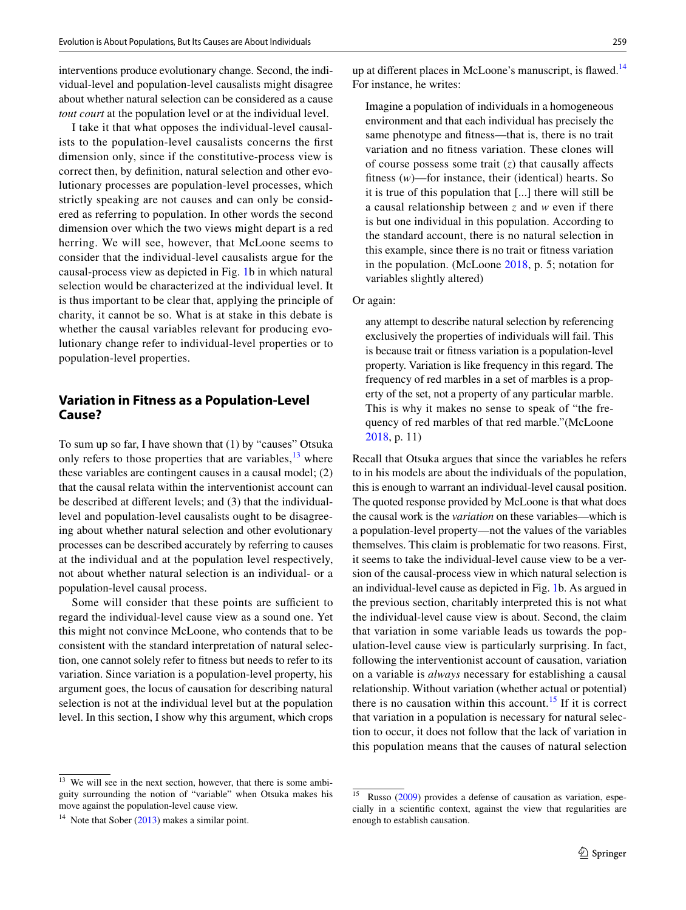interventions produce evolutionary change. Second, the individual-level and population-level causalists might disagree about whether natural selection can be considered as a cause *tout court* at the population level or at the individual level.

I take it that what opposes the individual-level causalists to the population-level causalists concerns the first dimension only, since if the constitutive-process view is correct then, by definition, natural selection and other evolutionary processes are population-level processes, which strictly speaking are not causes and can only be considered as referring to population. In other words the second dimension over which the two views might depart is a red herring. We will see, however, that McLoone seems to consider that the individual-level causalists argue for the causal-process view as depicted in Fig. 1b in which natural selection would be characterized at the individual level. It is thus important to be clear that, applying the principle of charity, it cannot be so. What is at stake in this debate is whether the causal variables relevant for producing evolutionary change refer to individual-level properties or to population-level properties.

## Variation in Fitness as a Population-Level Cause?

To sum up so far, I have shown that (1) by "causes" Otsuka only refers to those properties that are variables,[13] where these variables are contingent causes in a causal model; (2) that the causal relata within the interventionist account can be described at different levels; and (3) that the individual-level and population-level causalists ought to be disagreeing about whether natural selection and other evolutionary processes can be described accurately by referring to causes at the individual and at the population level respectively, not about whether natural selection is an individual- or a population-level causal process.

Some will consider that these points are sufficient to regard the individual-level cause view as a sound one. Yet this might not convince McLoone, who contends that to be consistent with the standard interpretation of natural selection, one cannot solely refer to fitness but needs to refer to its variation. Since variation is a population-level property, his argument goes, the locus of causation for describing natural selection is not at the individual level but at the population level. In this section, I show why this argument, which crops up at different places in McLoone's manuscript, is flawed.[14] For instance, he writes:

> Imagine a population of individuals in a homogeneous environment and that each individual has precisely the same phenotype and fitness—that is, there is no trait variation and no fitness variation. These clones will of course possess some trait ($z$) that causally affects fitness ($w$)—for instance, their (identical) hearts. So it is true of this population that [...] there will still be a causal relationship between $z$ and $w$ even if there is but one individual in this population. According to the standard account, there is no natural selection in this example, since there is no trait or fitness variation in the population. (McLoone 2018, p. 5; notation for variables slightly altered)

Or again:

> any attempt to describe natural selection by referencing exclusively the properties of individuals will fail. This is because trait or fitness variation is a population-level property. Variation is like frequency in this regard. The frequency of red marbles in a set of marbles is a property of the set, not a property of any particular marble. This is why it makes no sense to speak of "the frequency of red marbles of that red marble."(McLoone 2018, p. 11)

Recall that Otsuka argues that since the variables he refers to in his models are about the individuals of the population, this is enough to warrant an individual-level causal position. The quoted response provided by McLoone is that what does the causal work is the *variation* on these variables—which is a population-level property—not the values of the variables themselves. This claim is problematic for two reasons. First, it seems to take the individual-level cause view to be a version of the causal-process view in which natural selection is an individual-level cause as depicted in Fig. 1b. As argued in the previous section, charitably interpreted this is not what the individual-level cause view is about. Second, the claim that variation in some variable leads us towards the population-level cause view is particularly surprising. In fact, following the interventionist account of causation, variation on a variable is *always* necessary for establishing a causal relationship. Without variation (whether actual or potential) there is no causation within this account.[15] If it is correct that variation in a population is necessary for natural selection to occur, it does not follow that the lack of variation in this population means that the causes of natural selection

[13] We will see in the next section, however, that there is some ambiguity surrounding the notion of "variable" when Otsuka makes his move against the population-level cause view.

[14] Note that Sober (2013) makes a similar point.

[15] Russo (2009) provides a defense of causation as variation, especially in a scientific context, against the view that regularities are enough to establish causation.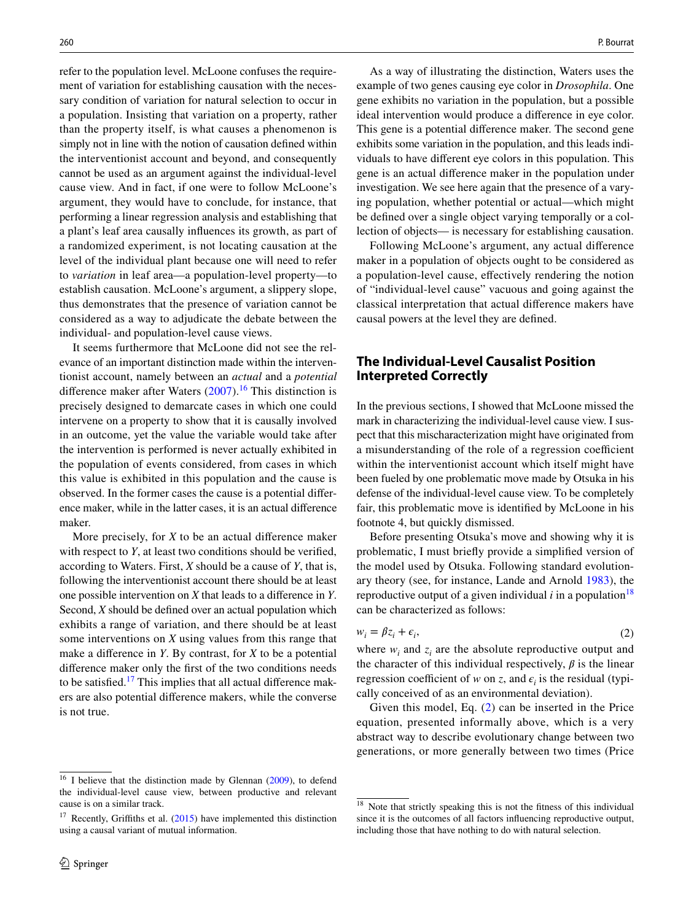refer to the population level. McLoone confuses the requirement of variation for establishing causation with the necessary condition of variation for natural selection to occur in a population. Insisting that variation on a property, rather than the property itself, is what causes a phenomenon is simply not in line with the notion of causation defined within the interventionist account and beyond, and consequently cannot be used as an argument against the individual-level cause view. And in fact, if one were to follow McLoone's argument, they would have to conclude, for instance, that performing a linear regression analysis and establishing that a plant's leaf area causally influences its growth, as part of a randomized experiment, is not locating causation at the level of the individual plant because one will need to refer to *variation* in leaf area—a population-level property—to establish causation. McLoone's argument, a slippery slope, thus demonstrates that the presence of variation cannot be considered as a way to adjudicate the debate between the individual- and population-level cause views.

It seems furthermore that McLoone did not see the relevance of an important distinction made within the interventionist account, namely between an *actual* and a *potential* difference maker after Waters (2007).[16] This distinction is precisely designed to demarcate cases in which one could intervene on a property to show that it is causally involved in an outcome, yet the value the variable would take after the intervention is performed is never actually exhibited in the population of events considered, from cases in which this value is exhibited in this population and the cause is observed. In the former cases the cause is a potential difference maker, while in the latter cases, it is an actual difference maker.

More precisely, for $X$ to be an actual difference maker with respect to $Y$, at least two conditions should be verified, according to Waters. First, $X$ should be a cause of $Y$, that is, following the interventionist account there should be at least one possible intervention on $X$ that leads to a difference in $Y$. Second, $X$ should be defined over an actual population which exhibits a range of variation, and there should be at least some interventions on $X$ using values from this range that make a difference in $Y$. By contrast, for $X$ to be a potential difference maker only the first of the two conditions needs to be satisfied.[17] This implies that all actual difference makers are also potential difference makers, while the converse is not true.

As a way of illustrating the distinction, Waters uses the example of two genes causing eye color in *Drosophila*. One gene exhibits no variation in the population, but a possible ideal intervention would produce a difference in eye color. This gene is a potential difference maker. The second gene exhibits some variation in the population, and this leads individuals to have different eye colors in this population. This gene is an actual difference maker in the population under investigation. We see here again that the presence of a varying population, whether potential or actual—which might be defined over a single object varying temporally or a collection of objects— is necessary for establishing causation.

Following McLoone's argument, any actual difference maker in a population of objects ought to be considered as a population-level cause, effectively rendering the notion of "individual-level cause" vacuous and going against the classical interpretation that actual difference makers have causal powers at the level they are defined.

## The Individual-Level Causalist Position Interpreted Correctly

In the previous sections, I showed that McLoone missed the mark in characterizing the individual-level cause view. I suspect that this mischaracterization might have originated from a misunderstanding of the role of a regression coefficient within the interventionist account which itself might have been fueled by one problematic move made by Otsuka in his defense of the individual-level cause view. To be completely fair, this problematic move is identified by McLoone in his footnote 4, but quickly dismissed.

Before presenting Otsuka's move and showing why it is problematic, I must briefly provide a simplified version of the model used by Otsuka. Following standard evolutionary theory (see, for instance, Lande and Arnold 1983), the reproductive output of a given individual $i$ in a population[18] can be characterized as follows:

$$w_i = \beta z_i + \epsilon_i, \tag{2}$$

where $w_i$ and $z_i$ are the absolute reproductive output and the character of this individual respectively, $\beta$ is the linear regression coefficient of $w$ on $z$, and $\epsilon_i$ is the residual (typically conceived of as an environmental deviation).

Given this model, Eq. (2) can be inserted in the Price equation, presented informally above, which is a very abstract way to describe evolutionary change between two generations, or more generally between two times (Price

[16] I believe that the distinction made by Glennan (2009), to defend the individual-level cause view, between productive and relevant cause is on a similar track.

[17] Recently, Griffiths et al. (2015) have implemented this distinction using a causal variant of mutual information.

[18] Note that strictly speaking this is not the fitness of this individual since it is the outcomes of all factors influencing reproductive output, including those that have nothing to do with natural selection.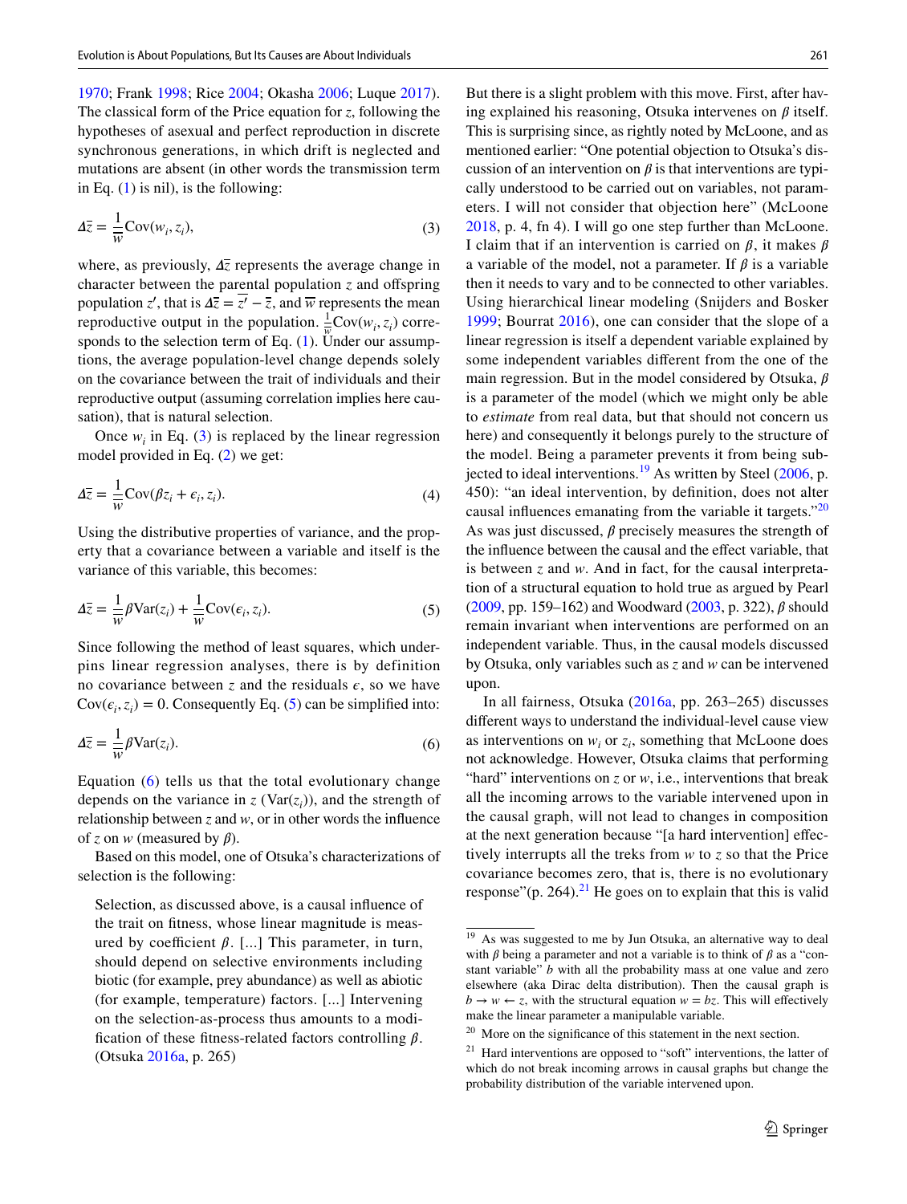1970; Frank 1998; Rice 2004; Okasha 2006; Luque 2017). The classical form of the Price equation for $z$, following the hypotheses of asexual and perfect reproduction in discrete synchronous generations, in which drift is neglected and mutations are absent (in other words the transmission term in Eq. (1) is nil), is the following:

$$\Delta\bar{z} = \frac{1}{\bar{w}}\mathrm{Cov}(w_i, z_i), \tag{3}$$

where, as previously, $\Delta\bar{z}$ represents the average change in character between the parental population $z$ and offspring population $z'$, that is $\Delta\bar{z} = \overline{z'} - \bar{z}$, and $\bar{w}$ represents the mean reproductive output in the population. $\frac{1}{\bar{w}}\mathrm{Cov}(w_i, z_i)$ corresponds to the selection term of Eq. (1). Under our assumptions, the average population-level change depends solely on the covariance between the trait of individuals and their reproductive output (assuming correlation implies here causation), that is natural selection.

Once $w_i$ in Eq. (3) is replaced by the linear regression model provided in Eq. (2) we get:

$$\Delta\bar{z} = \frac{1}{\bar{w}}\mathrm{Cov}(\beta z_i + \epsilon_i, z_i). \tag{4}$$

Using the distributive properties of variance, and the property that a covariance between a variable and itself is the variance of this variable, this becomes:

$$\Delta\bar{z} = \frac{1}{\bar{w}}\beta\mathrm{Var}(z_i) + \frac{1}{\bar{w}}\mathrm{Cov}(\epsilon_i, z_i). \tag{5}$$

Since following the method of least squares, which underpins linear regression analyses, there is by definition no covariance between $z$ and the residuals $\epsilon$, so we have $\mathrm{Cov}(\epsilon_i, z_i) = 0$. Consequently Eq. (5) can be simplified into:

$$\Delta\bar{z} = \frac{1}{\bar{w}}\beta\mathrm{Var}(z_i). \tag{6}$$

Equation (6) tells us that the total evolutionary change depends on the variance in $z$ ($\mathrm{Var}(z_i)$), and the strength of relationship between $z$ and $w$, or in other words the influence of $z$ on $w$ (measured by $\beta$).

Based on this model, one of Otsuka's characterizations of selection is the following:

> Selection, as discussed above, is a causal influence of the trait on fitness, whose linear magnitude is measured by coefficient $\beta$. [...] This parameter, in turn, should depend on selective environments including biotic (for example, prey abundance) as well as abiotic (for example, temperature) factors. [...] Intervening on the selection-as-process thus amounts to a modification of these fitness-related factors controlling $\beta$. (Otsuka 2016a, p. 265)

But there is a slight problem with this move. First, after having explained his reasoning, Otsuka intervenes on $\beta$ itself. This is surprising since, as rightly noted by McLoone, and as mentioned earlier: "One potential objection to Otsuka's discussion of an intervention on $\beta$ is that interventions are typically understood to be carried out on variables, not parameters. I will not consider that objection here" (McLoone 2018, p. 4, fn 4). I will go one step further than McLoone. I claim that if an intervention is carried on $\beta$, it makes $\beta$ a variable of the model, not a parameter. If $\beta$ is a variable then it needs to vary and to be connected to other variables. Using hierarchical linear modeling (Snijders and Bosker 1999; Bourrat 2016), one can consider that the slope of a linear regression is itself a dependent variable explained by some independent variables different from the one of the main regression. But in the model considered by Otsuka, $\beta$ is a parameter of the model (which we might only be able to *estimate* from real data, but that should not concern us here) and consequently it belongs purely to the structure of the model. Being a parameter prevents it from being subjected to ideal interventions.[19] As written by Steel (2006, p. 450): "an ideal intervention, by definition, does not alter causal influences emanating from the variable it targets."[20] As was just discussed, $\beta$ precisely measures the strength of the influence between the causal and the effect variable, that is between $z$ and $w$. And in fact, for the causal interpretation of a structural equation to hold true as argued by Pearl (2009, pp. 159–162) and Woodward (2003, p. 322), $\beta$ should remain invariant when interventions are performed on an independent variable. Thus, in the causal models discussed by Otsuka, only variables such as $z$ and $w$ can be intervened upon.

In all fairness, Otsuka (2016a, pp. 263–265) discusses different ways to understand the individual-level cause view as interventions on $w_i$ or $z_i$, something that McLoone does not acknowledge. However, Otsuka claims that performing "hard" interventions on $z$ or $w$, i.e., interventions that break all the incoming arrows to the variable intervened upon in the causal graph, will not lead to changes in composition at the next generation because "[a hard intervention] effectively interrupts all the treks from $w$ to $z$ so that the Price covariance becomes zero, that is, there is no evolutionary response"(p. 264).[21] He goes on to explain that this is valid

---

[19] As was suggested to me by Jun Otsuka, an alternative way to deal with $\beta$ being a parameter and not a variable is to think of $\beta$ as a "constant variable" $b$ with all the probability mass at one value and zero elsewhere (aka Dirac delta distribution). Then the causal graph is $b \rightarrow w \leftarrow z$, with the structural equation $w = bz$. This will effectively make the linear parameter a manipulable variable.

[20] More on the significance of this statement in the next section.

[21] Hard interventions are opposed to "soft" interventions, the latter of which do not break incoming arrows in causal graphs but change the probability distribution of the variable intervened upon.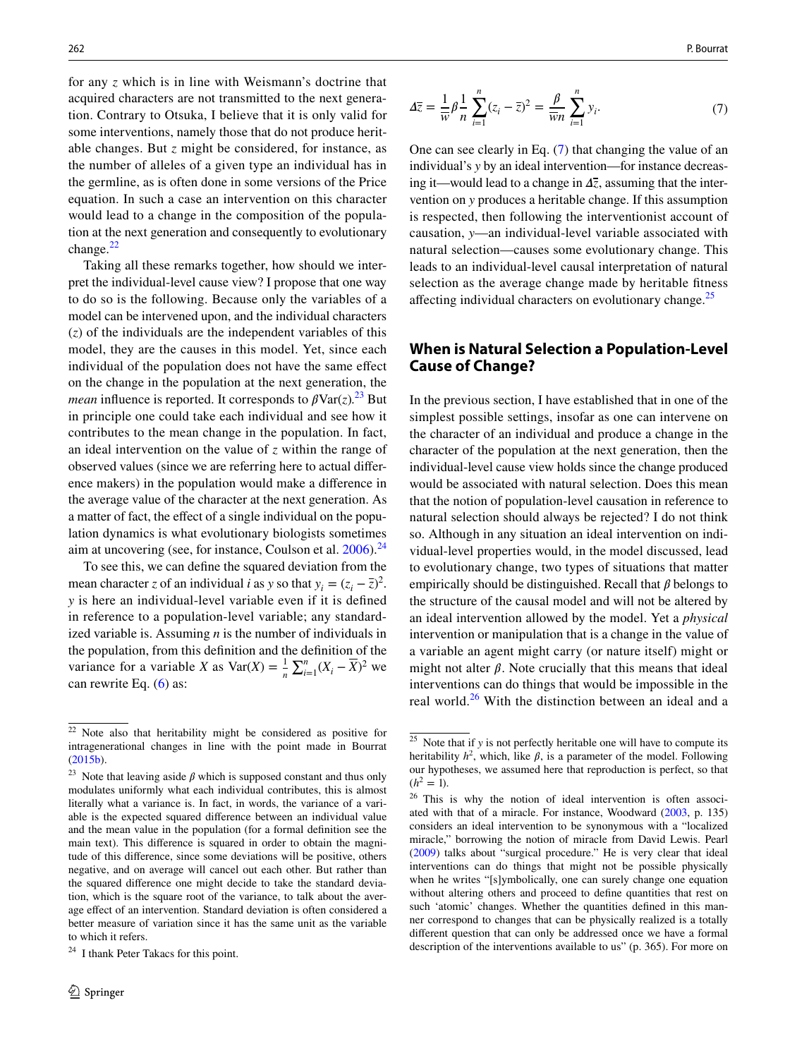for any $z$ which is in line with Weismann's doctrine that acquired characters are not transmitted to the next generation. Contrary to Otsuka, I believe that it is only valid for some interventions, namely those that do not produce heritable changes. But $z$ might be considered, for instance, as the number of alleles of a given type an individual has in the germline, as is often done in some versions of the Price equation. In such a case an intervention on this character would lead to a change in the composition of the population at the next generation and consequently to evolutionary change.[22]

Taking all these remarks together, how should we interpret the individual-level cause view? I propose that one way to do so is the following. Because only the variables of a model can be intervened upon, and the individual characters ($z$) of the individuals are the independent variables of this model, they are the causes in this model. Yet, since each individual of the population does not have the same effect on the change in the population at the next generation, the *mean* influence is reported. It corresponds to $\beta\mathrm{Var}(z)$.[23] But in principle one could take each individual and see how it contributes to the mean change in the population. In fact, an ideal intervention on the value of $z$ within the range of observed values (since we are referring here to actual difference makers) in the population would make a difference in the average value of the character at the next generation. As a matter of fact, the effect of a single individual on the population dynamics is what evolutionary biologists sometimes aim at uncovering (see, for instance, Coulson et al. 2006).[24]

To see this, we can define the squared deviation from the mean character $z$ of an individual $i$ as $y$ so that $y_i = (z_i - \bar{z})^2$. $y$ is here an individual-level variable even if it is defined in reference to a population-level variable; any standardized variable is. Assuming $n$ is the number of individuals in the population, from this definition and the definition of the variance for a variable $X$ as $\mathrm{Var}(X) = \frac{1}{n}\sum_{i=1}^{n}(X_i - \overline{X})^2$ we can rewrite Eq. (6) as:

$$\Delta\bar{z} = \frac{1}{\bar{w}}\beta\frac{1}{n}\sum_{i=1}^{n}(z_i - \bar{z})^2 = \frac{\beta}{\bar{w}n}\sum_{i=1}^{n}y_i. \tag{7}$$

One can see clearly in Eq. (7) that changing the value of an individual's $y$ by an ideal intervention—for instance decreasing it—would lead to a change in $\Delta\bar{z}$, assuming that the intervention on $y$ produces a heritable change. If this assumption is respected, then following the interventionist account of causation, $y$—an individual-level variable associated with natural selection—causes some evolutionary change. This leads to an individual-level causal interpretation of natural selection as the average change made by heritable fitness affecting individual characters on evolutionary change.[25]

## When is Natural Selection a Population-Level Cause of Change?

In the previous section, I have established that in one of the simplest possible settings, insofar as one can intervene on the character of an individual and produce a change in the character of the population at the next generation, then the individual-level cause view holds since the change produced would be associated with natural selection. Does this mean that the notion of population-level causation in reference to natural selection should always be rejected? I do not think so. Although in any situation an ideal intervention on individual-level properties would, in the model discussed, lead to evolutionary change, two types of situations that matter empirically should be distinguished. Recall that $\beta$ belongs to the structure of the causal model and will not be altered by an ideal intervention allowed by the model. Yet a *physical* intervention or manipulation that is a change in the value of a variable an agent might carry (or nature itself) might or might not alter $\beta$. Note crucially that this means that ideal interventions can do things that would be impossible in the real world.[26] With the distinction between an ideal and a

---

[22] Note also that heritability might be considered as positive for intragenerational changes in line with the point made in Bourrat (2015b).

[23] Note that leaving aside $\beta$ which is supposed constant and thus only modulates uniformly what each individual contributes, this is almost literally what a variance is. In fact, in words, the variance of a variable is the expected squared difference between an individual value and the mean value in the population (for a formal definition see the main text). This difference is squared in order to obtain the magnitude of this difference, since some deviations will be positive, others negative, and on average will cancel out each other. But rather than the squared difference one might decide to take the standard deviation, which is the square root of the variance, to talk about the average effect of an intervention. Standard deviation is often considered a better measure of variation since it has the same unit as the variable to which it refers.

[24] I thank Peter Takacs for this point.

[25] Note that if $y$ is not perfectly heritable one will have to compute its heritability $h^2$, which, like $\beta$, is a parameter of the model. Following our hypotheses, we assumed here that reproduction is perfect, so that ($h^2 = 1$).

[26] This is why the notion of ideal intervention is often associated with that of a miracle. For instance, Woodward (2003, p. 135) considers an ideal intervention to be synonymous with a "localized miracle," borrowing the notion of miracle from David Lewis. Pearl (2009) talks about "surgical procedure." He is very clear that ideal interventions can do things that might not be possible physically when he writes "[s]ymbolically, one can surely change one equation without altering others and proceed to define quantities that rest on such 'atomic' changes. Whether the quantities defined in this manner correspond to changes that can be physically realized is a totally different question that can only be addressed once we have a formal description of the interventions available to us" (p. 365). For more on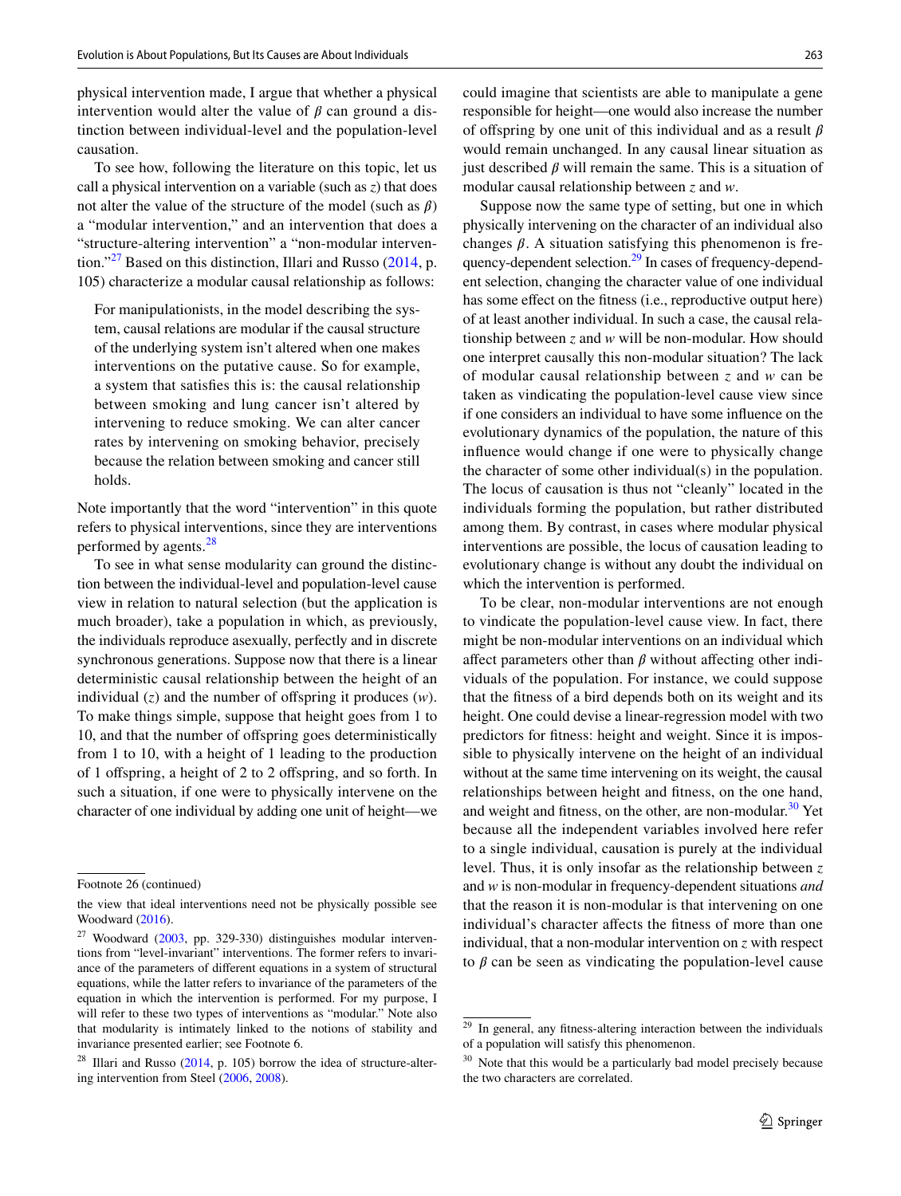physical intervention made, I argue that whether a physical intervention would alter the value of $\beta$ can ground a distinction between individual-level and the population-level causation.

To see how, following the literature on this topic, let us call a physical intervention on a variable (such as $z$) that does not alter the value of the structure of the model (such as $\beta$) a "modular intervention," and an intervention that does a "structure-altering intervention" a "non-modular intervention."[27] Based on this distinction, Illari and Russo (2014, p. 105) characterize a modular causal relationship as follows:

> For manipulationists, in the model describing the system, causal relations are modular if the causal structure of the underlying system isn't altered when one makes interventions on the putative cause. So for example, a system that satisfies this is: the causal relationship between smoking and lung cancer isn't altered by intervening to reduce smoking. We can alter cancer rates by intervening on smoking behavior, precisely because the relation between smoking and cancer still holds.

Note importantly that the word "intervention" in this quote refers to physical interventions, since they are interventions performed by agents.[28]

To see in what sense modularity can ground the distinction between the individual-level and population-level cause view in relation to natural selection (but the application is much broader), take a population in which, as previously, the individuals reproduce asexually, perfectly and in discrete synchronous generations. Suppose now that there is a linear deterministic causal relationship between the height of an individual ($z$) and the number of offspring it produces ($w$). To make things simple, suppose that height goes from 1 to 10, and that the number of offspring goes deterministically from 1 to 10, with a height of 1 leading to the production of 1 offspring, a height of 2 to 2 offspring, and so forth. In such a situation, if one were to physically intervene on the character of one individual by adding one unit of height—we could imagine that scientists are able to manipulate a gene responsible for height—one would also increase the number of offspring by one unit of this individual and as a result $\beta$ would remain unchanged. In any causal linear situation as just described $\beta$ will remain the same. This is a situation of modular causal relationship between $z$ and $w$.

Suppose now the same type of setting, but one in which physically intervening on the character of an individual also changes $\beta$. A situation satisfying this phenomenon is frequency-dependent selection.[29] In cases of frequency-dependent selection, changing the character value of one individual has some effect on the fitness (i.e., reproductive output here) of at least another individual. In such a case, the causal relationship between $z$ and $w$ will be non-modular. How should one interpret causally this non-modular situation? The lack of modular causal relationship between $z$ and $w$ can be taken as vindicating the population-level cause view since if one considers an individual to have some influence on the evolutionary dynamics of the population, the nature of this influence would change if one were to physically change the character of some other individual(s) in the population. The locus of causation is thus not "cleanly" located in the individuals forming the population, but rather distributed among them. By contrast, in cases where modular physical interventions are possible, the locus of causation leading to evolutionary change is without any doubt the individual on which the intervention is performed.

To be clear, non-modular interventions are not enough to vindicate the population-level cause view. In fact, there might be non-modular interventions on an individual which affect parameters other than $\beta$ without affecting other individuals of the population. For instance, we could suppose that the fitness of a bird depends both on its weight and its height. One could devise a linear-regression model with two predictors for fitness: height and weight. Since it is impossible to physically intervene on the height of an individual without at the same time intervening on its weight, the causal relationships between height and fitness, on the one hand, and weight and fitness, on the other, are non-modular.[30] Yet because all the independent variables involved here refer to a single individual, causation is purely at the individual level. Thus, it is only insofar as the relationship between $z$ and $w$ is non-modular in frequency-dependent situations *and* that the reason it is non-modular is that intervening on one individual's character affects the fitness of more than one individual, that a non-modular intervention on $z$ with respect to $\beta$ can be seen as vindicating the population-level cause

---

Footnote 26 (continued)

the view that ideal interventions need not be physically possible see Woodward (2016).

[27] Woodward (2003, pp. 329-330) distinguishes modular interventions from "level-invariant" interventions. The former refers to invariance of the parameters of different equations in a system of structural equations, while the latter refers to invariance of the parameters of the equation in which the intervention is performed. For my purpose, I will refer to these two types of interventions as "modular." Note also that modularity is intimately linked to the notions of stability and invariance presented earlier; see Footnote 6.

[28] Illari and Russo (2014, p. 105) borrow the idea of structure-altering intervention from Steel (2006, 2008).

[29] In general, any fitness-altering interaction between the individuals of a population will satisfy this phenomenon.

[30] Note that this would be a particularly bad model precisely because the two characters are correlated.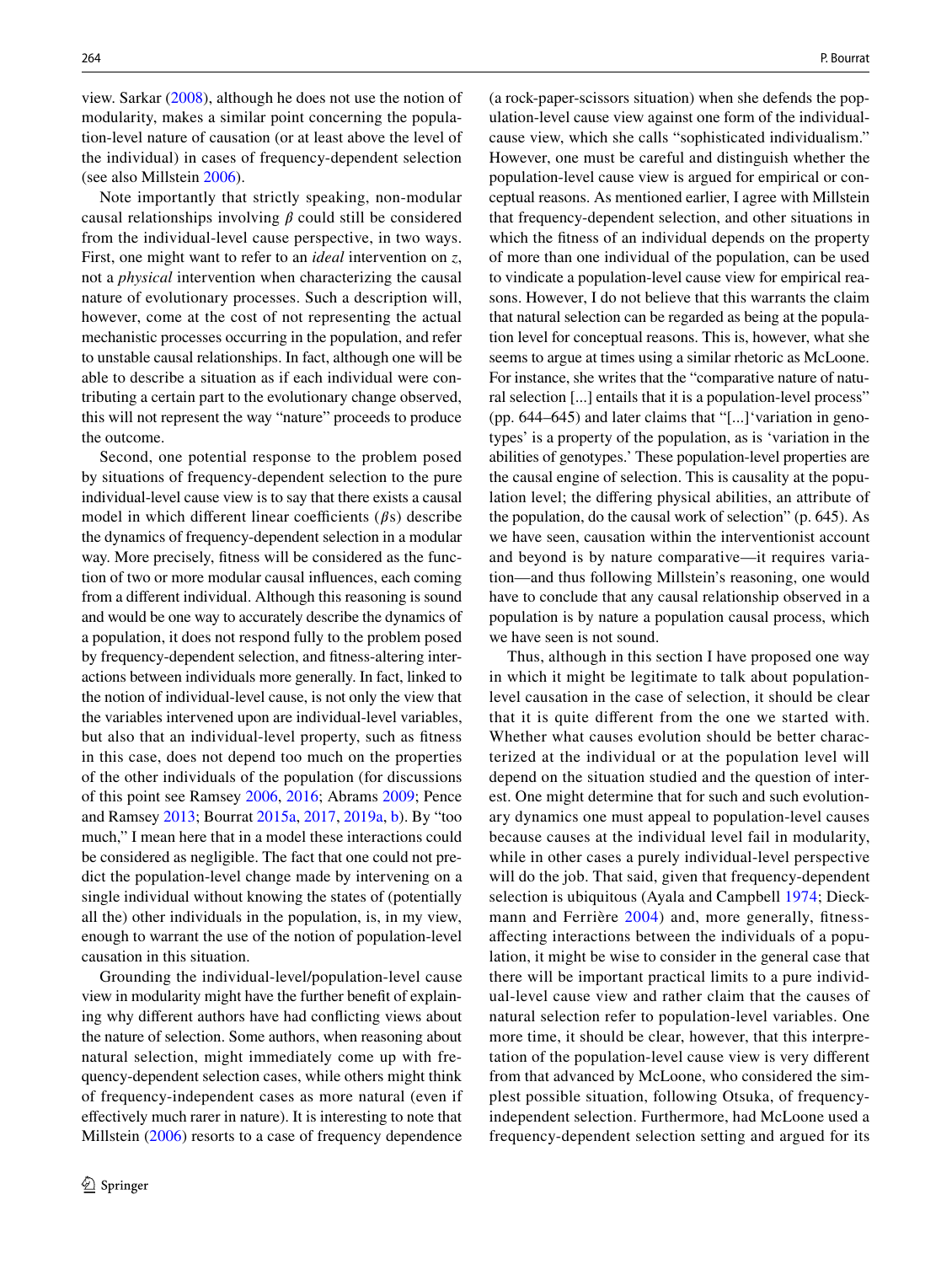view. Sarkar (2008), although he does not use the notion of modularity, makes a similar point concerning the population-level nature of causation (or at least above the level of the individual) in cases of frequency-dependent selection (see also Millstein 2006).

Note importantly that strictly speaking, non-modular causal relationships involving $\beta$ could still be considered from the individual-level cause perspective, in two ways. First, one might want to refer to an *ideal* intervention on $z$, not a *physical* intervention when characterizing the causal nature of evolutionary processes. Such a description will, however, come at the cost of not representing the actual mechanistic processes occurring in the population, and refer to unstable causal relationships. In fact, although one will be able to describe a situation as if each individual were contributing a certain part to the evolutionary change observed, this will not represent the way "nature" proceeds to produce the outcome.

Second, one potential response to the problem posed by situations of frequency-dependent selection to the pure individual-level cause view is to say that there exists a causal model in which different linear coefficients ($\beta$s) describe the dynamics of frequency-dependent selection in a modular way. More precisely, fitness will be considered as the function of two or more modular causal influences, each coming from a different individual. Although this reasoning is sound and would be one way to accurately describe the dynamics of a population, it does not respond fully to the problem posed by frequency-dependent selection, and fitness-altering interactions between individuals more generally. In fact, linked to the notion of individual-level cause, is not only the view that the variables intervened upon are individual-level variables, but also that an individual-level property, such as fitness in this case, does not depend too much on the properties of the other individuals of the population (for discussions of this point see Ramsey 2006, 2016; Abrams 2009; Pence and Ramsey 2013; Bourrat 2015a, 2017, 2019a, b). By "too much," I mean here that in a model these interactions could be considered as negligible. The fact that one could not predict the population-level change made by intervening on a single individual without knowing the states of (potentially all the) other individuals in the population, is, in my view, enough to warrant the use of the notion of population-level causation in this situation.

Grounding the individual-level/population-level cause view in modularity might have the further benefit of explaining why different authors have had conflicting views about the nature of selection. Some authors, when reasoning about natural selection, might immediately come up with frequency-dependent selection cases, while others might think of frequency-independent cases as more natural (even if effectively much rarer in nature). It is interesting to note that Millstein (2006) resorts to a case of frequency dependence (a rock-paper-scissors situation) when she defends the population-level cause view against one form of the individual-cause view, which she calls "sophisticated individualism." However, one must be careful and distinguish whether the population-level cause view is argued for empirical or conceptual reasons. As mentioned earlier, I agree with Millstein that frequency-dependent selection, and other situations in which the fitness of an individual depends on the property of more than one individual of the population, can be used to vindicate a population-level cause view for empirical reasons. However, I do not believe that this warrants the claim that natural selection can be regarded as being at the population level for conceptual reasons. This is, however, what she seems to argue at times using a similar rhetoric as McLoone. For instance, she writes that the "comparative nature of natural selection [...] entails that it is a population-level process" (pp. 644–645) and later claims that "[...]'variation in genotypes' is a property of the population, as is 'variation in the abilities of genotypes.' These population-level properties are the causal engine of selection. This is causality at the population level; the differing physical abilities, an attribute of the population, do the causal work of selection" (p. 645). As we have seen, causation within the interventionist account and beyond is by nature comparative—it requires variation—and thus following Millstein's reasoning, one would have to conclude that any causal relationship observed in a population is by nature a population causal process, which we have seen is not sound.

Thus, although in this section I have proposed one way in which it might be legitimate to talk about population-level causation in the case of selection, it should be clear that it is quite different from the one we started with. Whether what causes evolution should be better characterized at the individual or at the population level will depend on the situation studied and the question of interest. One might determine that for such and such evolutionary dynamics one must appeal to population-level causes because causes at the individual level fail in modularity, while in other cases a purely individual-level perspective will do the job. That said, given that frequency-dependent selection is ubiquitous (Ayala and Campbell 1974; Dieckmann and Ferrière 2004) and, more generally, fitness-affecting interactions between the individuals of a population, it might be wise to consider in the general case that there will be important practical limits to a pure individual-level cause view and rather claim that the causes of natural selection refer to population-level variables. One more time, it should be clear, however, that this interpretation of the population-level cause view is very different from that advanced by McLoone, who considered the simplest possible situation, following Otsuka, of frequency-independent selection. Furthermore, had McLoone used a frequency-dependent selection setting and argued for its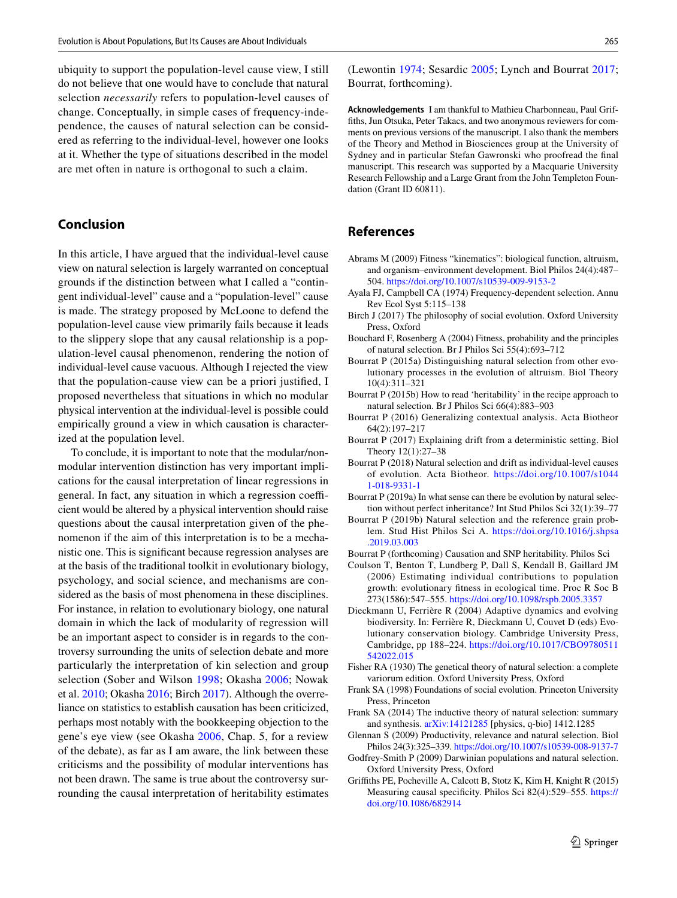ubiquity to support the population-level cause view, I still do not believe that one would have to conclude that natural selection *necessarily* refers to population-level causes of change. Conceptually, in simple cases of frequency-independence, the causes of natural selection can be considered as referring to the individual-level, however one looks at it. Whether the type of situations described in the model are met often in nature is orthogonal to such a claim.

## Conclusion

In this article, I have argued that the individual-level cause view on natural selection is largely warranted on conceptual grounds if the distinction between what I called a "contingent individual-level" cause and a "population-level" cause is made. The strategy proposed by McLoone to defend the population-level cause view primarily fails because it leads to the slippery slope that any causal relationship is a population-level causal phenomenon, rendering the notion of individual-level cause vacuous. Although I rejected the view that the population-cause view can be a priori justified, I proposed nevertheless that situations in which no modular physical intervention at the individual-level is possible could empirically ground a view in which causation is characterized at the population level.

To conclude, it is important to note that the modular/non-modular intervention distinction has very important implications for the causal interpretation of linear regressions in general. In fact, any situation in which a regression coefficient would be altered by a physical intervention should raise questions about the causal interpretation given of the phenomenon if the aim of this interpretation is to be a mechanistic one. This is significant because regression analyses are at the basis of the traditional toolkit in evolutionary biology, psychology, and social science, and mechanisms are considered as the basis of most phenomena in these disciplines. For instance, in relation to evolutionary biology, one natural domain in which the lack of modularity of regression will be an important aspect to consider is in regards to the controversy surrounding the units of selection debate and more particularly the interpretation of kin selection and group selection (Sober and Wilson 1998; Okasha 2006; Nowak et al. 2010; Okasha 2016; Birch 2017). Although the overreliance on statistics to establish causation has been criticized, perhaps most notably with the bookkeeping objection to the gene's eye view (see Okasha 2006, Chap. 5, for a review of the debate), as far as I am aware, the link between these criticisms and the possibility of modular interventions has not been drawn. The same is true about the controversy surrounding the causal interpretation of heritability estimates (Lewontin 1974; Sesardic 2005; Lynch and Bourrat 2017; Bourrat, forthcoming).

**Acknowledgements** I am thankful to Mathieu Charbonneau, Paul Griffiths, Jun Otsuka, Peter Takacs, and two anonymous reviewers for comments on previous versions of the manuscript. I also thank the members of the Theory and Method in Biosciences group at the University of Sydney and in particular Stefan Gawronski who proofread the final manuscript. This research was supported by a Macquarie University Research Fellowship and a Large Grant from the John Templeton Foundation (Grant ID 60811).

## References

Abrams M (2009) Fitness "kinematics": biological function, altruism, and organism–environment development. Biol Philos 24(4):487–504. https://doi.org/10.1007/s10539-009-9153-2

Ayala FJ, Campbell CA (1974) Frequency-dependent selection. Annu Rev Ecol Syst 5:115–138

Birch J (2017) The philosophy of social evolution. Oxford University Press, Oxford

Bouchard F, Rosenberg A (2004) Fitness, probability and the principles of natural selection. Br J Philos Sci 55(4):693–712

Bourrat P (2015a) Distinguishing natural selection from other evolutionary processes in the evolution of altruism. Biol Theory 10(4):311–321

Bourrat P (2015b) How to read 'heritability' in the recipe approach to natural selection. Br J Philos Sci 66(4):883–903

Bourrat P (2016) Generalizing contextual analysis. Acta Biotheor 64(2):197–217

Bourrat P (2017) Explaining drift from a deterministic setting. Biol Theory 12(1):27–38

Bourrat P (2018) Natural selection and drift as individual-level causes of evolution. Acta Biotheor. https://doi.org/10.1007/s10441-018-9331-1

Bourrat P (2019a) In what sense can there be evolution by natural selection without perfect inheritance? Int Stud Philos Sci 32(1):39–77

Bourrat P (2019b) Natural selection and the reference grain problem. Stud Hist Philos Sci A. https://doi.org/10.1016/j.shpsa.2019.03.003

Bourrat P (forthcoming) Causation and SNP heritability. Philos Sci

Coulson T, Benton T, Lundberg P, Dall S, Kendall B, Gaillard JM (2006) Estimating individual contributions to population growth: evolutionary fitness in ecological time. Proc R Soc B 273(1586):547–555. https://doi.org/10.1098/rspb.2005.3357

Dieckmann U, Ferrière R (2004) Adaptive dynamics and evolving biodiversity. In: Ferrière R, Dieckmann U, Couvet D (eds) Evolutionary conservation biology. Cambridge University Press, Cambridge, pp 188–224. https://doi.org/10.1017/CBO9780511542022.015

Fisher RA (1930) The genetical theory of natural selection: a complete variorum edition. Oxford University Press, Oxford

Frank SA (1998) Foundations of social evolution. Princeton University Press, Princeton

Frank SA (2014) The inductive theory of natural selection: summary and synthesis. arXiv:14121285 [physics, q-bio] 1412.1285

Glennan S (2009) Productivity, relevance and natural selection. Biol Philos 24(3):325–339. https://doi.org/10.1007/s10539-008-9137-7

Godfrey-Smith P (2009) Darwinian populations and natural selection. Oxford University Press, Oxford

Griffiths PE, Pocheville A, Calcott B, Stotz K, Kim H, Knight R (2015) Measuring causal specificity. Philos Sci 82(4):529–555. https://doi.org/10.1086/682914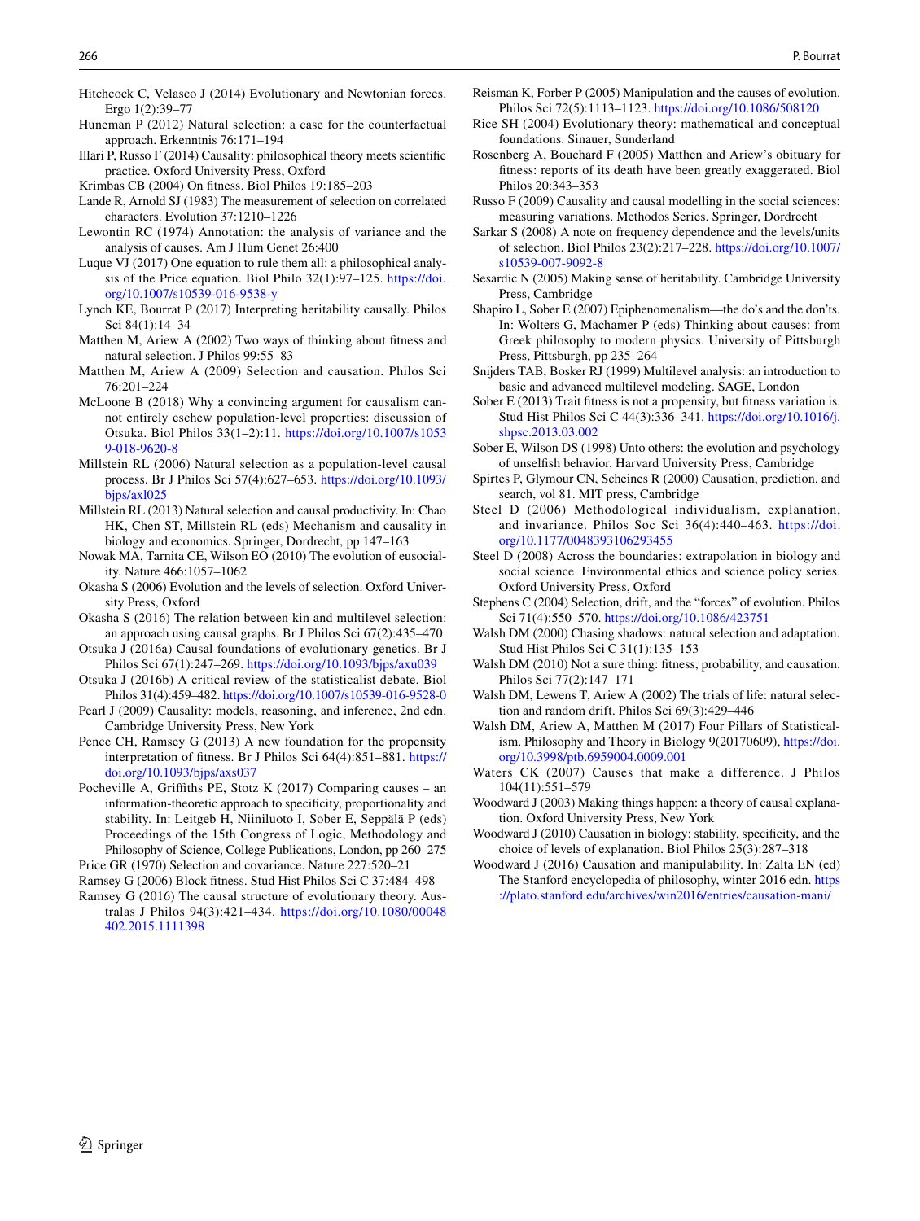Hitchcock C, Velasco J (2014) Evolutionary and Newtonian forces. Ergo 1(2):39–77

Huneman P (2012) Natural selection: a case for the counterfactual approach. Erkenntnis 76:171–194

Illari P, Russo F (2014) Causality: philosophical theory meets scientific practice. Oxford University Press, Oxford

Krimbas CB (2004) On fitness. Biol Philos 19:185–203

Lande R, Arnold SJ (1983) The measurement of selection on correlated characters. Evolution 37:1210–1226

Lewontin RC (1974) Annotation: the analysis of variance and the analysis of causes. Am J Hum Genet 26:400

Luque VJ (2017) One equation to rule them all: a philosophical analysis of the Price equation. Biol Philo 32(1):97–125. https://doi.org/10.1007/s10539-016-9538-y

Lynch KE, Bourrat P (2017) Interpreting heritability causally. Philos Sci 84(1):14–34

Matthen M, Ariew A (2002) Two ways of thinking about fitness and natural selection. J Philos 99:55–83

Matthen M, Ariew A (2009) Selection and causation. Philos Sci 76:201–224

McLoone B (2018) Why a convincing argument for causalism cannot entirely eschew population-level properties: discussion of Otsuka. Biol Philos 33(1–2):11. https://doi.org/10.1007/s10539-018-9620-8

Millstein RL (2006) Natural selection as a population-level causal process. Br J Philos Sci 57(4):627–653. https://doi.org/10.1093/bjps/axl025

Millstein RL (2013) Natural selection and causal productivity. In: Chao HK, Chen ST, Millstein RL (eds) Mechanism and causality in biology and economics. Springer, Dordrecht, pp 147–163

Nowak MA, Tarnita CE, Wilson EO (2010) The evolution of eusociality. Nature 466:1057–1062

Okasha S (2006) Evolution and the levels of selection. Oxford University Press, Oxford

Okasha S (2016) The relation between kin and multilevel selection: an approach using causal graphs. Br J Philos Sci 67(2):435–470

Otsuka J (2016a) Causal foundations of evolutionary genetics. Br J Philos Sci 67(1):247–269. https://doi.org/10.1093/bjps/axu039

Otsuka J (2016b) A critical review of the statisticalist debate. Biol Philos 31(4):459–482. https://doi.org/10.1007/s10539-016-9528-0

Pearl J (2009) Causality: models, reasoning, and inference, 2nd edn. Cambridge University Press, New York

Pence CH, Ramsey G (2013) A new foundation for the propensity interpretation of fitness. Br J Philos Sci 64(4):851–881. https://doi.org/10.1093/bjps/axs037

Pocheville A, Griffiths PE, Stotz K (2017) Comparing causes – an information-theoretic approach to specificity, proportionality and stability. In: Leitgeb H, Niiniluoto I, Sober E, Seppälä P (eds) Proceedings of the 15th Congress of Logic, Methodology and Philosophy of Science, College Publications, London, pp 260–275

Price GR (1970) Selection and covariance. Nature 227:520–21

Ramsey G (2006) Block fitness. Stud Hist Philos Sci C 37:484–498

Ramsey G (2016) The causal structure of evolutionary theory. Australas J Philos 94(3):421–434. https://doi.org/10.1080/00048402.2015.1111398

Reisman K, Forber P (2005) Manipulation and the causes of evolution. Philos Sci 72(5):1113–1123. https://doi.org/10.1086/508120

Rice SH (2004) Evolutionary theory: mathematical and conceptual foundations. Sinauer, Sunderland

Rosenberg A, Bouchard F (2005) Matthen and Ariew's obituary for fitness: reports of its death have been greatly exaggerated. Biol Philos 20:343–353

Russo F (2009) Causality and causal modelling in the social sciences: measuring variations. Methodos Series. Springer, Dordrecht

Sarkar S (2008) A note on frequency dependence and the levels/units of selection. Biol Philos 23(2):217–228. https://doi.org/10.1007/s10539-007-9092-8

Sesardic N (2005) Making sense of heritability. Cambridge University Press, Cambridge

Shapiro L, Sober E (2007) Epiphenomenalism—the do's and the don'ts. In: Wolters G, Machamer P (eds) Thinking about causes: from Greek philosophy to modern physics. University of Pittsburgh Press, Pittsburgh, pp 235–264

Snijders TAB, Bosker RJ (1999) Multilevel analysis: an introduction to basic and advanced multilevel modeling. SAGE, London

Sober E (2013) Trait fitness is not a propensity, but fitness variation is. Stud Hist Philos Sci C 44(3):336–341. https://doi.org/10.1016/j.shpsc.2013.03.002

Sober E, Wilson DS (1998) Unto others: the evolution and psychology of unselfish behavior. Harvard University Press, Cambridge

Spirtes P, Glymour CN, Scheines R (2000) Causation, prediction, and search, vol 81. MIT press, Cambridge

Steel D (2006) Methodological individualism, explanation, and invariance. Philos Soc Sci 36(4):440–463. https://doi.org/10.1177/0048393106293455

Steel D (2008) Across the boundaries: extrapolation in biology and social science. Environmental ethics and science policy series. Oxford University Press, Oxford

Stephens C (2004) Selection, drift, and the "forces" of evolution. Philos Sci 71(4):550–570. https://doi.org/10.1086/423751

Walsh DM (2000) Chasing shadows: natural selection and adaptation. Stud Hist Philos Sci C 31(1):135–153

Walsh DM (2010) Not a sure thing: fitness, probability, and causation. Philos Sci 77(2):147–171

Walsh DM, Lewens T, Ariew A (2002) The trials of life: natural selection and random drift. Philos Sci 69(3):429–446

Walsh DM, Ariew A, Matthen M (2017) Four Pillars of Statisticalism. Philosophy and Theory in Biology 9(20170609), https://doi.org/10.3998/ptb.6959004.0009.001

Waters CK (2007) Causes that make a difference. J Philos 104(11):551–579

Woodward J (2003) Making things happen: a theory of causal explanation. Oxford University Press, New York

Woodward J (2010) Causation in biology: stability, specificity, and the choice of levels of explanation. Biol Philos 25(3):287–318

Woodward J (2016) Causation and manipulability. In: Zalta EN (ed) The Stanford encyclopedia of philosophy, winter 2016 edn. https://plato.stanford.edu/archives/win2016/entries/causation-mani/